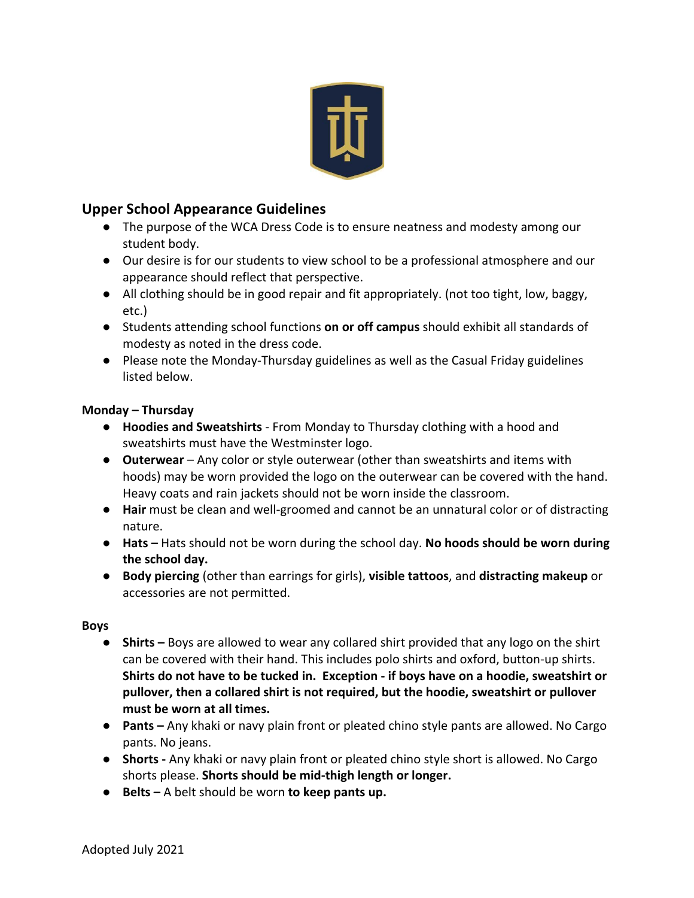## Upper School Appearance Guidelines

- The purpose of the WCA Dress Code is to ensure neatness and modesty among our student body.
- Our desire is for our students to view school to be a professional atmosphere and our appearance should reflect that perspective.
- All clothing should be in good repair and fit appropriately. (not too tight, low, baggy, etc.)
- Students attending school functions **on or off campus** should exhibit all standards of modesty as noted in the dress code.
- Please note the Monday-Thursday guidelines as well as the Casual Friday guidelines listed below.

**Monday – Thursday**

- **Hoodies and Sweatshirts** - From Monday to Thursday clothing with a hood and sweatshirts must have the Westminster logo.
- **Outerwear** – Any color or style outerwear (other than sweatshirts and items with hoods) may be worn provided the logo on the outerwear can be covered with the hand. Heavy coats and rain jackets should not be worn inside the classroom.
- **Hair** must be clean and well-groomed and cannot be an unnatural color or of distracting nature.
- **Hats –** Hats should not be worn during the school day. **No hoods should be worn during the school day.**
- **Body piercing** (other than earrings for girls), **visible tattoos**, and **distracting makeup** or accessories are not permitted.

**Boys**

- **Shirts –** Boys are allowed to wear any collared shirt provided that any logo on the shirt can be covered with their hand. This includes polo shirts and oxford, button-up shirts. **Shirts do not have to be tucked in. Exception - if boys have on a hoodie, sweatshirt or pullover, then a collared shirt is not required, but the hoodie, sweatshirt or pullover must be worn at all times.**
- **Pants –** Any khaki or navy plain front or pleated chino style pants are allowed. No Cargo pants. No jeans.
- **Shorts -** Any khaki or navy plain front or pleated chino style short is allowed. No Cargo shorts please. **Shorts should be mid-thigh length or longer.**
- **Belts –** A belt should be worn **to keep pants up.**

Adopted July 2021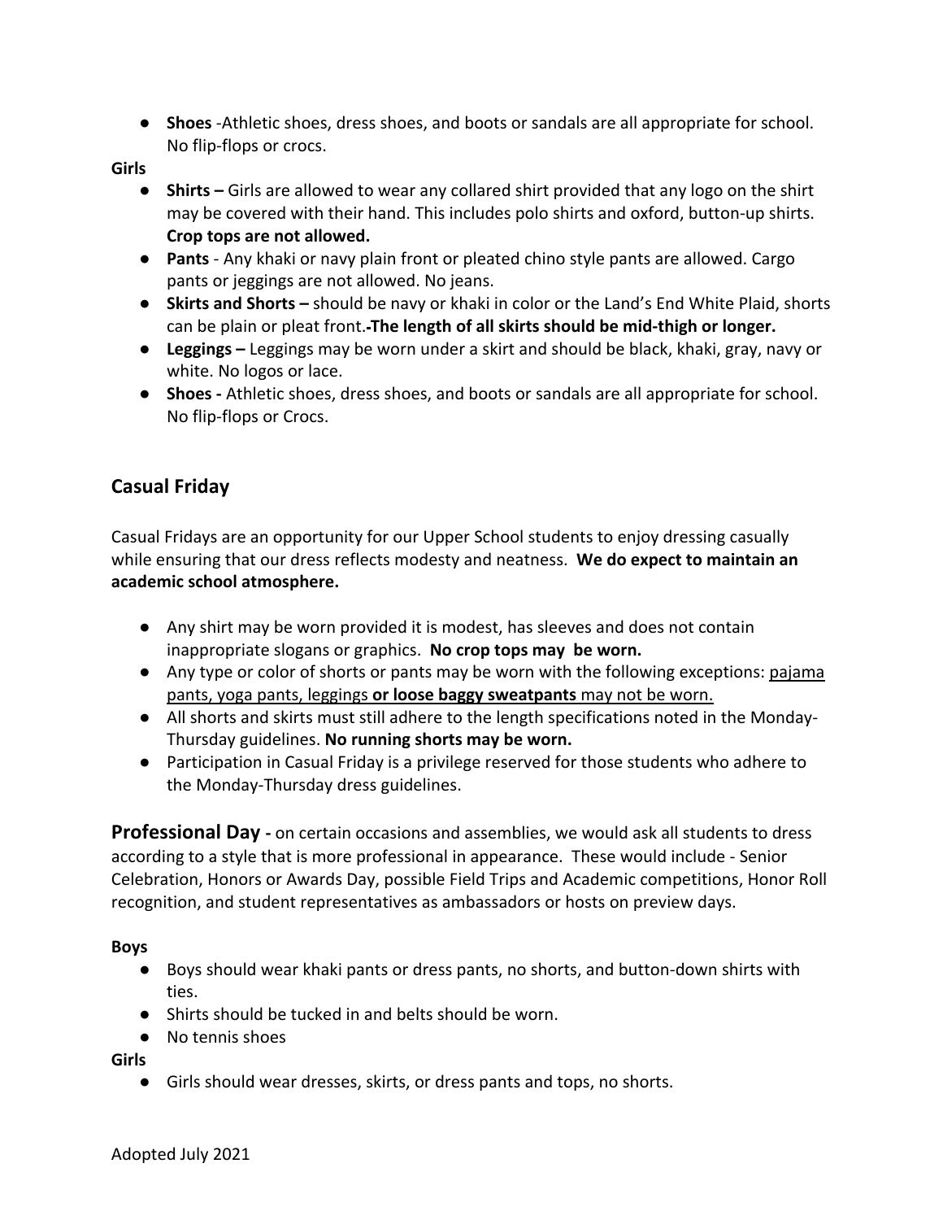- **Shoes** -Athletic shoes, dress shoes, and boots or sandals are all appropriate for school. No flip-flops or crocs.

**Girls**

- **Shirts –** Girls are allowed to wear any collared shirt provided that any logo on the shirt may be covered with their hand. This includes polo shirts and oxford, button-up shirts. **Crop tops are not allowed.**
- **Pants** - Any khaki or navy plain front or pleated chino style pants are allowed. Cargo pants or jeggings are not allowed. No jeans.
- **Skirts and Shorts –** should be navy or khaki in color or the Land's End White Plaid, shorts can be plain or pleat front.**-The length of all skirts should be mid-thigh or longer.**
- **Leggings –** Leggings may be worn under a skirt and should be black, khaki, gray, navy or white. No logos or lace.
- **Shoes -** Athletic shoes, dress shoes, and boots or sandals are all appropriate for school. No flip-flops or Crocs.

## Casual Friday

Casual Fridays are an opportunity for our Upper School students to enjoy dressing casually while ensuring that our dress reflects modesty and neatness. **We do expect to maintain an academic school atmosphere.**

- Any shirt may be worn provided it is modest, has sleeves and does not contain inappropriate slogans or graphics. **No crop tops may be worn.**
- Any type or color of shorts or pants may be worn with the following exceptions: pajama pants, yoga pants, leggings **or loose baggy sweatpants** may not be worn.
- All shorts and skirts must still adhere to the length specifications noted in the Monday-Thursday guidelines. **No running shorts may be worn.**
- Participation in Casual Friday is a privilege reserved for those students who adhere to the Monday-Thursday dress guidelines.

**Professional Day -** on certain occasions and assemblies, we would ask all students to dress according to a style that is more professional in appearance. These would include - Senior Celebration, Honors or Awards Day, possible Field Trips and Academic competitions, Honor Roll recognition, and student representatives as ambassadors or hosts on preview days.

**Boys**

- Boys should wear khaki pants or dress pants, no shorts, and button-down shirts with ties.
- Shirts should be tucked in and belts should be worn.
- No tennis shoes

**Girls**

- Girls should wear dresses, skirts, or dress pants and tops, no shorts.

Adopted July 2021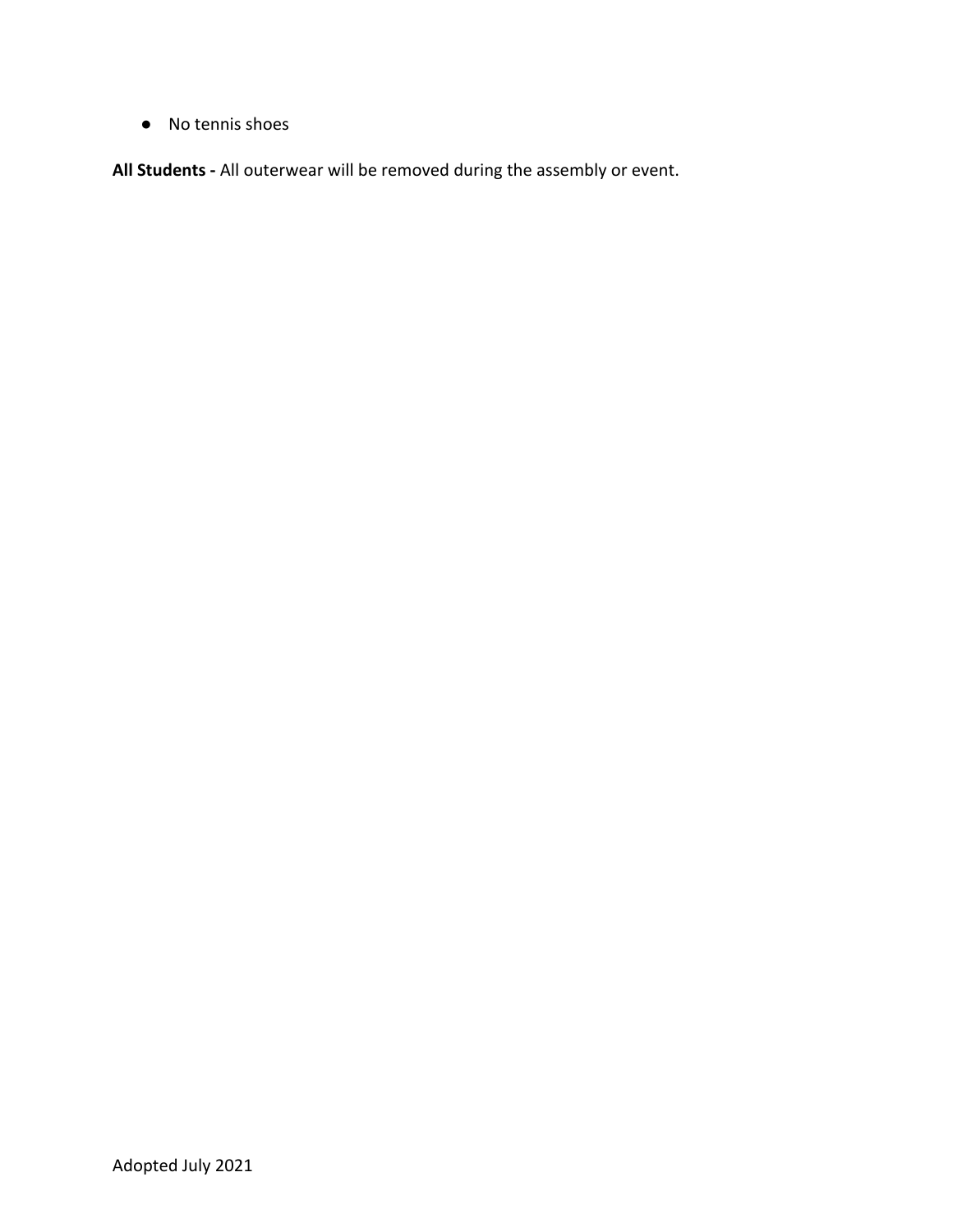- No tennis shoes

**All Students -** All outerwear will be removed during the assembly or event.

Adopted July 2021